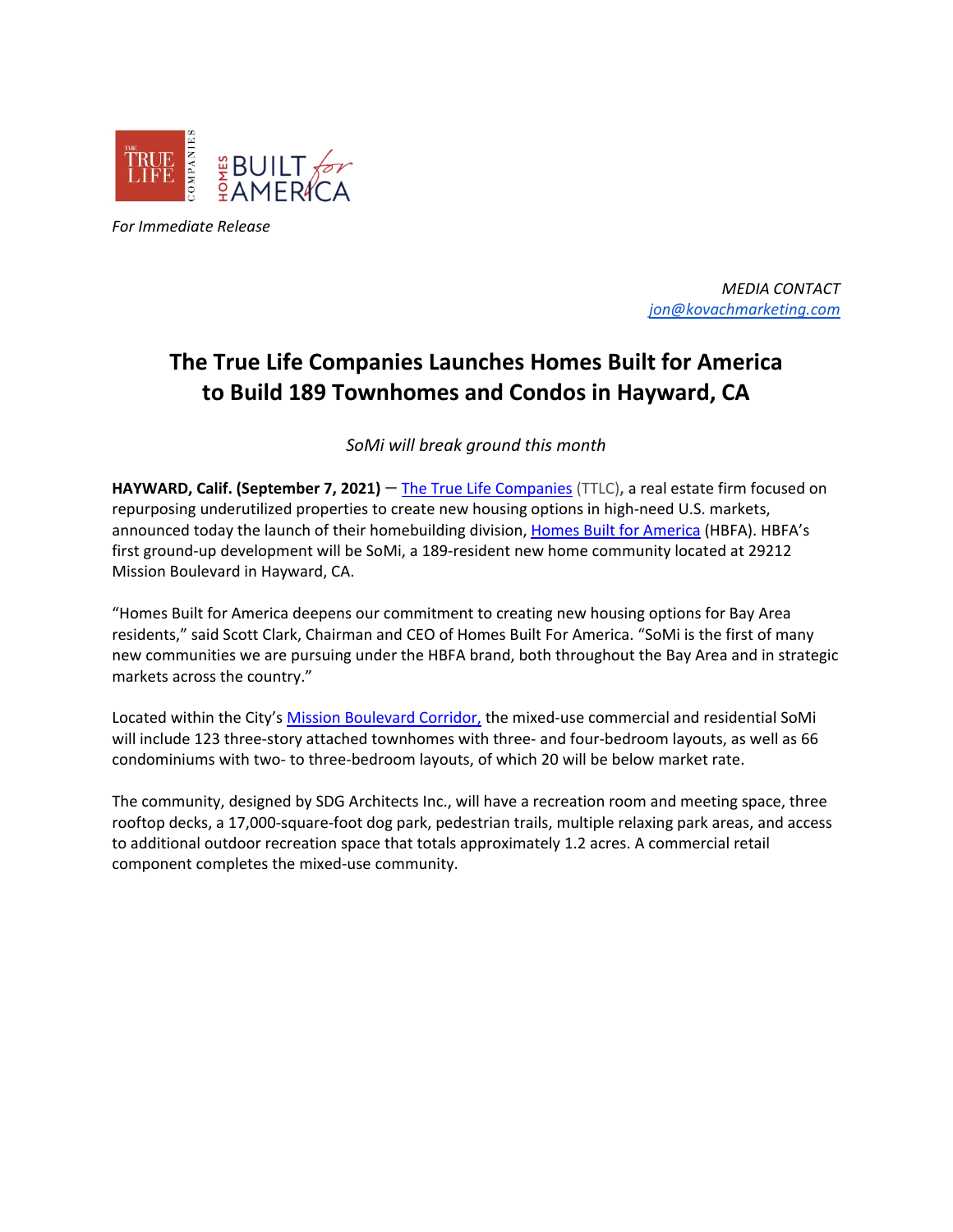*For Immediate Release*

*MEDIA CONTACT*
*jon@kovachmarketing.com*

# The True Life Companies Launches Homes Built for America to Build 189 Townhomes and Condos in Hayward, CA

*SoMi will break ground this month*

**HAYWARD, Calif. (September 7, 2021)** – The True Life Companies (TTLC), a real estate firm focused on repurposing underutilized properties to create new housing options in high-need U.S. markets, announced today the launch of their homebuilding division, Homes Built for America (HBFA). HBFA's first ground-up development will be SoMi, a 189-resident new home community located at 29212 Mission Boulevard in Hayward, CA.

"Homes Built for America deepens our commitment to creating new housing options for Bay Area residents," said Scott Clark, Chairman and CEO of Homes Built For America. "SoMi is the first of many new communities we are pursuing under the HBFA brand, both throughout the Bay Area and in strategic markets across the country."

Located within the City's Mission Boulevard Corridor, the mixed-use commercial and residential SoMi will include 123 three-story attached townhomes with three- and four-bedroom layouts, as well as 66 condominiums with two- to three-bedroom layouts, of which 20 will be below market rate.

The community, designed by SDG Architects Inc., will have a recreation room and meeting space, three rooftop decks, a 17,000-square-foot dog park, pedestrian trails, multiple relaxing park areas, and access to additional outdoor recreation space that totals approximately 1.2 acres. A commercial retail component completes the mixed-use community.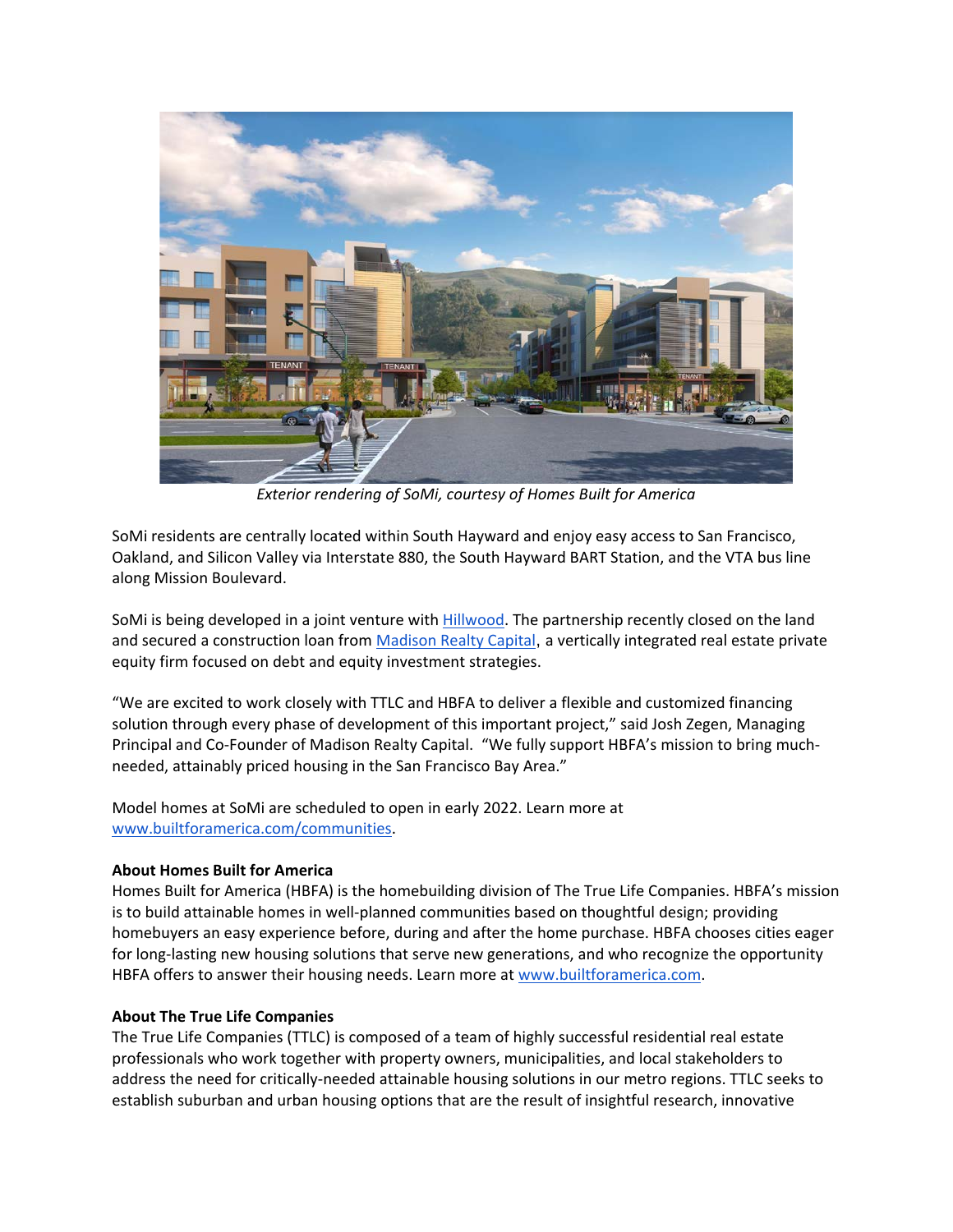*Exterior rendering of SoMi, courtesy of Homes Built for America*

SoMi residents are centrally located within South Hayward and enjoy easy access to San Francisco, Oakland, and Silicon Valley via Interstate 880, the South Hayward BART Station, and the VTA bus line along Mission Boulevard.

SoMi is being developed in a joint venture with Hillwood. The partnership recently closed on the land and secured a construction loan from Madison Realty Capital, a vertically integrated real estate private equity firm focused on debt and equity investment strategies.

"We are excited to work closely with TTLC and HBFA to deliver a flexible and customized financing solution through every phase of development of this important project," said Josh Zegen, Managing Principal and Co-Founder of Madison Realty Capital. "We fully support HBFA's mission to bring much-needed, attainably priced housing in the San Francisco Bay Area."

Model homes at SoMi are scheduled to open in early 2022. Learn more at www.builtforamerica.com/communities.

**About Homes Built for America**
Homes Built for America (HBFA) is the homebuilding division of The True Life Companies. HBFA's mission is to build attainable homes in well-planned communities based on thoughtful design; providing homebuyers an easy experience before, during and after the home purchase. HBFA chooses cities eager for long-lasting new housing solutions that serve new generations, and who recognize the opportunity HBFA offers to answer their housing needs. Learn more at www.builtforamerica.com.

**About The True Life Companies**
The True Life Companies (TTLC) is composed of a team of highly successful residential real estate professionals who work together with property owners, municipalities, and local stakeholders to address the need for critically-needed attainable housing solutions in our metro regions. TTLC seeks to establish suburban and urban housing options that are the result of insightful research, innovative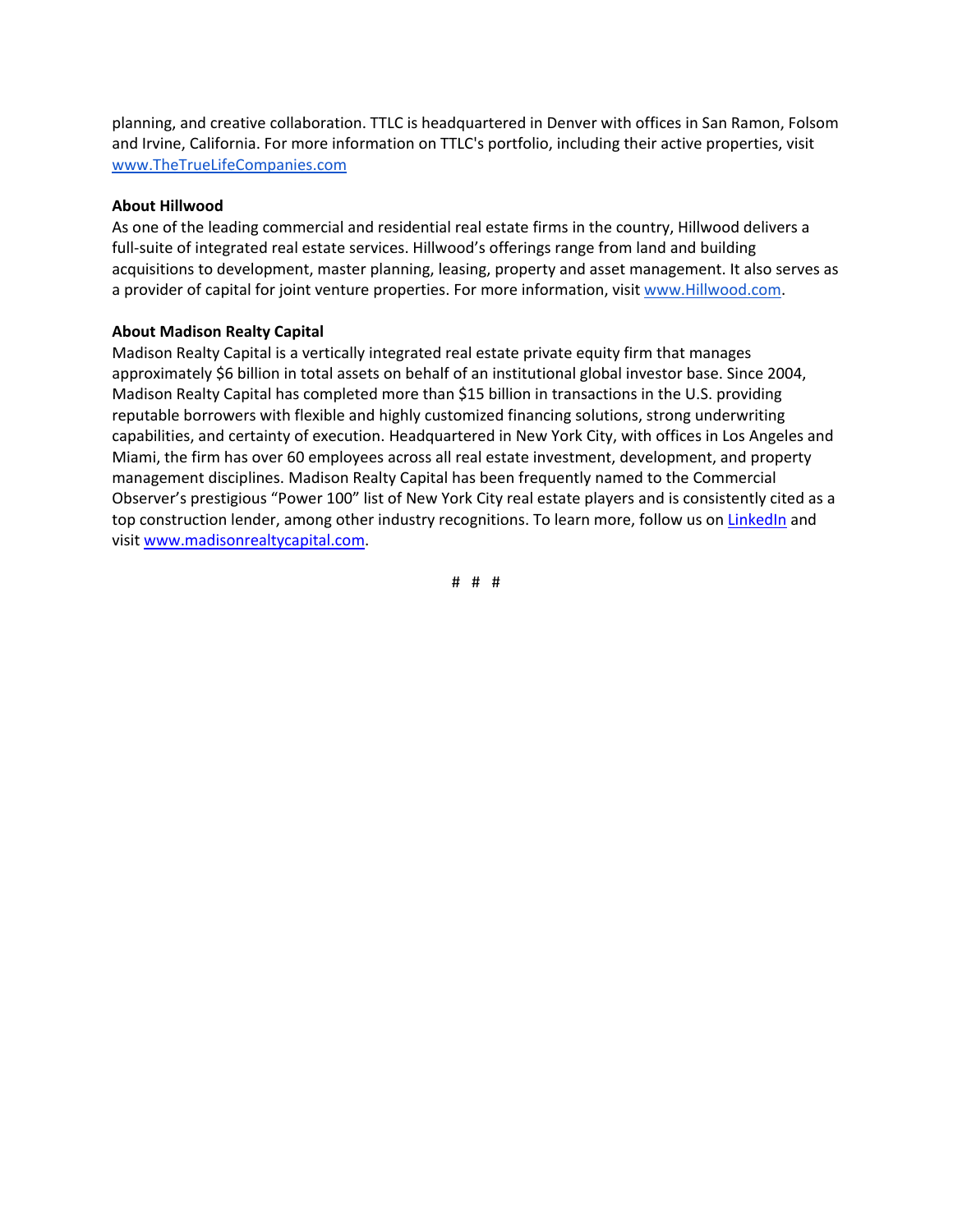planning, and creative collaboration. TTLC is headquartered in Denver with offices in San Ramon, Folsom and Irvine, California. For more information on TTLC's portfolio, including their active properties, visit [www.TheTrueLifeCompanies.com](http://www.TheTrueLifeCompanies.com)

**About Hillwood**

As one of the leading commercial and residential real estate firms in the country, Hillwood delivers a full-suite of integrated real estate services. Hillwood's offerings range from land and building acquisitions to development, master planning, leasing, property and asset management. It also serves as a provider of capital for joint venture properties. For more information, visit [www.Hillwood.com](http://www.Hillwood.com).

**About Madison Realty Capital**

Madison Realty Capital is a vertically integrated real estate private equity firm that manages approximately $6 billion in total assets on behalf of an institutional global investor base. Since 2004, Madison Realty Capital has completed more than $15 billion in transactions in the U.S. providing reputable borrowers with flexible and highly customized financing solutions, strong underwriting capabilities, and certainty of execution. Headquartered in New York City, with offices in Los Angeles and Miami, the firm has over 60 employees across all real estate investment, development, and property management disciplines. Madison Realty Capital has been frequently named to the Commercial Observer's prestigious "Power 100" list of New York City real estate players and is consistently cited as a top construction lender, among other industry recognitions. To learn more, follow us on LinkedIn and visit [www.madisonrealtycapital.com](http://www.madisonrealtycapital.com).

# # #